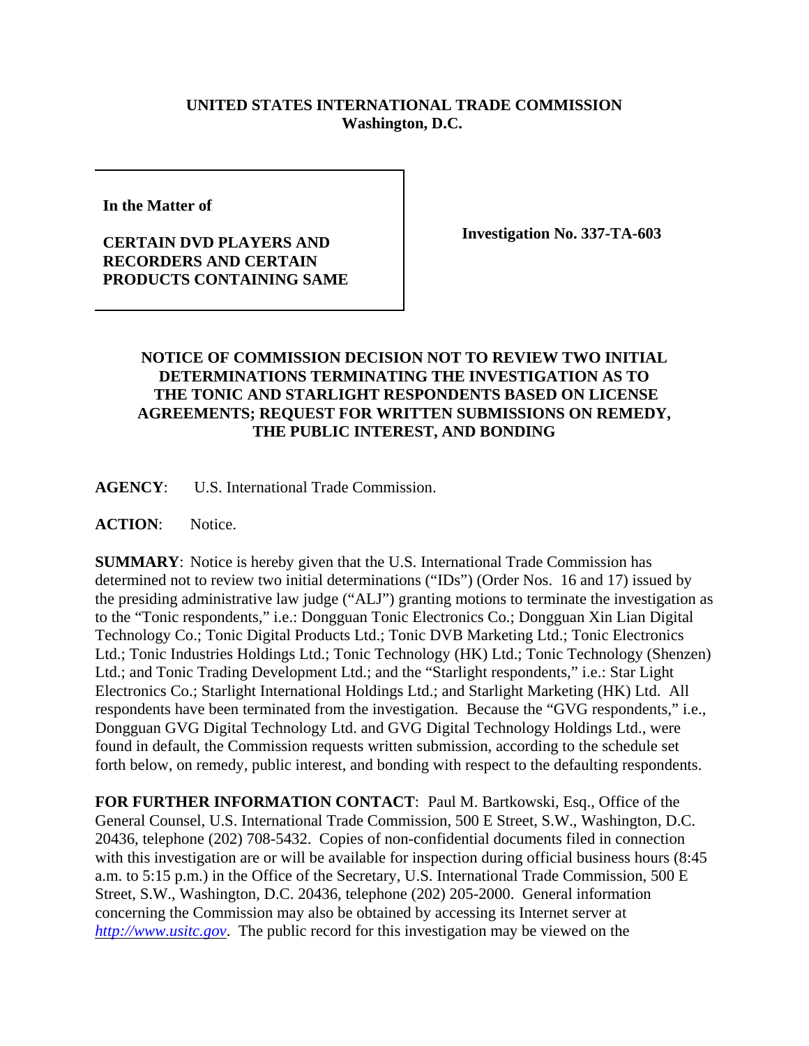**UNITED STATES INTERNATIONAL TRADE COMMISSION**
**Washington, D.C.**

**In the Matter of**

**CERTAIN DVD PLAYERS AND RECORDERS AND CERTAIN PRODUCTS CONTAINING SAME**

**Investigation No. 337-TA-603**

## NOTICE OF COMMISSION DECISION NOT TO REVIEW TWO INITIAL DETERMINATIONS TERMINATING THE INVESTIGATION AS TO THE TONIC AND STARLIGHT RESPONDENTS BASED ON LICENSE AGREEMENTS; REQUEST FOR WRITTEN SUBMISSIONS ON REMEDY, THE PUBLIC INTEREST, AND BONDING

**AGENCY**: U.S. International Trade Commission.

**ACTION**: Notice.

**SUMMARY**: Notice is hereby given that the U.S. International Trade Commission has determined not to review two initial determinations ("IDs") (Order Nos. 16 and 17) issued by the presiding administrative law judge ("ALJ") granting motions to terminate the investigation as to the "Tonic respondents," i.e.: Dongguan Tonic Electronics Co.; Dongguan Xin Lian Digital Technology Co.; Tonic Digital Products Ltd.; Tonic DVB Marketing Ltd.; Tonic Electronics Ltd.; Tonic Industries Holdings Ltd.; Tonic Technology (HK) Ltd.; Tonic Technology (Shenzen) Ltd.; and Tonic Trading Development Ltd.; and the "Starlight respondents," i.e.: Star Light Electronics Co.; Starlight International Holdings Ltd.; and Starlight Marketing (HK) Ltd. All respondents have been terminated from the investigation. Because the "GVG respondents," i.e., Dongguan GVG Digital Technology Ltd. and GVG Digital Technology Holdings Ltd., were found in default, the Commission requests written submission, according to the schedule set forth below, on remedy, public interest, and bonding with respect to the defaulting respondents.

**FOR FURTHER INFORMATION CONTACT**: Paul M. Bartkowski, Esq., Office of the General Counsel, U.S. International Trade Commission, 500 E Street, S.W., Washington, D.C. 20436, telephone (202) 708-5432. Copies of non-confidential documents filed in connection with this investigation are or will be available for inspection during official business hours (8:45 a.m. to 5:15 p.m.) in the Office of the Secretary, U.S. International Trade Commission, 500 E Street, S.W., Washington, D.C. 20436, telephone (202) 205-2000. General information concerning the Commission may also be obtained by accessing its Internet server at *http://www.usitc.gov*. The public record for this investigation may be viewed on the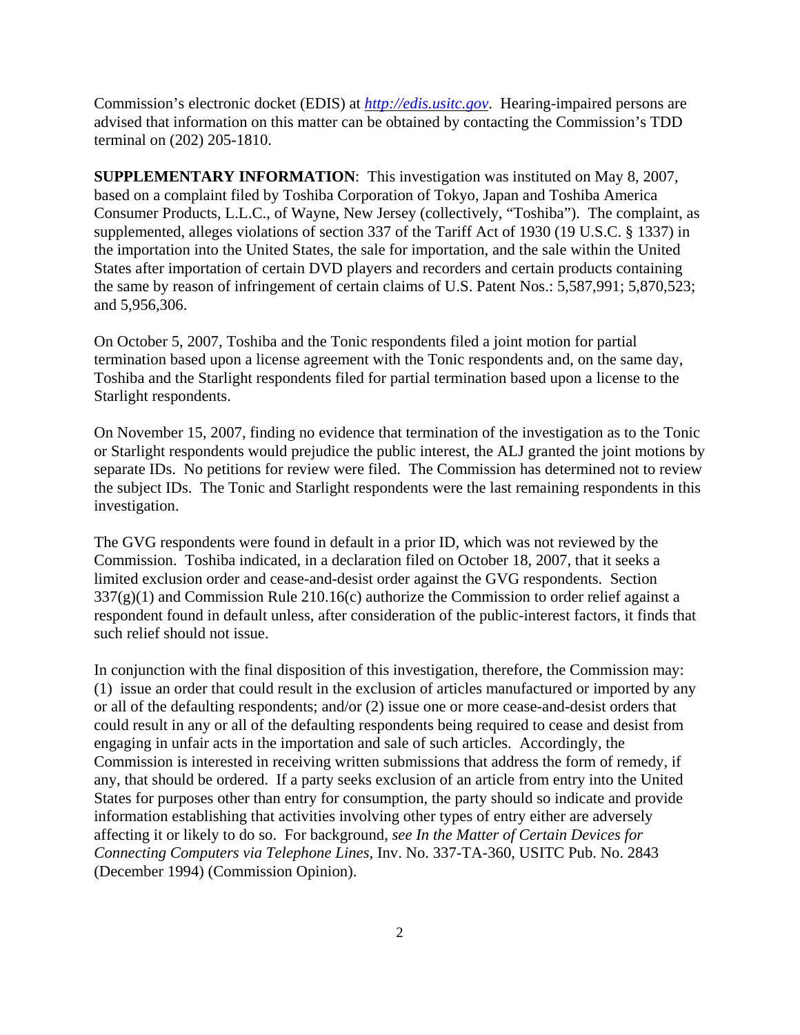Commission's electronic docket (EDIS) at *http://edis.usitc.gov*. Hearing-impaired persons are advised that information on this matter can be obtained by contacting the Commission's TDD terminal on (202) 205-1810.

**SUPPLEMENTARY INFORMATION**: This investigation was instituted on May 8, 2007, based on a complaint filed by Toshiba Corporation of Tokyo, Japan and Toshiba America Consumer Products, L.L.C., of Wayne, New Jersey (collectively, "Toshiba"). The complaint, as supplemented, alleges violations of section 337 of the Tariff Act of 1930 (19 U.S.C. § 1337) in the importation into the United States, the sale for importation, and the sale within the United States after importation of certain DVD players and recorders and certain products containing the same by reason of infringement of certain claims of U.S. Patent Nos.: 5,587,991; 5,870,523; and 5,956,306.

On October 5, 2007, Toshiba and the Tonic respondents filed a joint motion for partial termination based upon a license agreement with the Tonic respondents and, on the same day, Toshiba and the Starlight respondents filed for partial termination based upon a license to the Starlight respondents.

On November 15, 2007, finding no evidence that termination of the investigation as to the Tonic or Starlight respondents would prejudice the public interest, the ALJ granted the joint motions by separate IDs. No petitions for review were filed. The Commission has determined not to review the subject IDs. The Tonic and Starlight respondents were the last remaining respondents in this investigation.

The GVG respondents were found in default in a prior ID, which was not reviewed by the Commission. Toshiba indicated, in a declaration filed on October 18, 2007, that it seeks a limited exclusion order and cease-and-desist order against the GVG respondents. Section 337(g)(1) and Commission Rule 210.16(c) authorize the Commission to order relief against a respondent found in default unless, after consideration of the public-interest factors, it finds that such relief should not issue.

In conjunction with the final disposition of this investigation, therefore, the Commission may: (1) issue an order that could result in the exclusion of articles manufactured or imported by any or all of the defaulting respondents; and/or (2) issue one or more cease-and-desist orders that could result in any or all of the defaulting respondents being required to cease and desist from engaging in unfair acts in the importation and sale of such articles. Accordingly, the Commission is interested in receiving written submissions that address the form of remedy, if any, that should be ordered. If a party seeks exclusion of an article from entry into the United States for purposes other than entry for consumption, the party should so indicate and provide information establishing that activities involving other types of entry either are adversely affecting it or likely to do so. For background, *see In the Matter of Certain Devices for Connecting Computers via Telephone Lines*, Inv. No. 337-TA-360, USITC Pub. No. 2843 (December 1994) (Commission Opinion).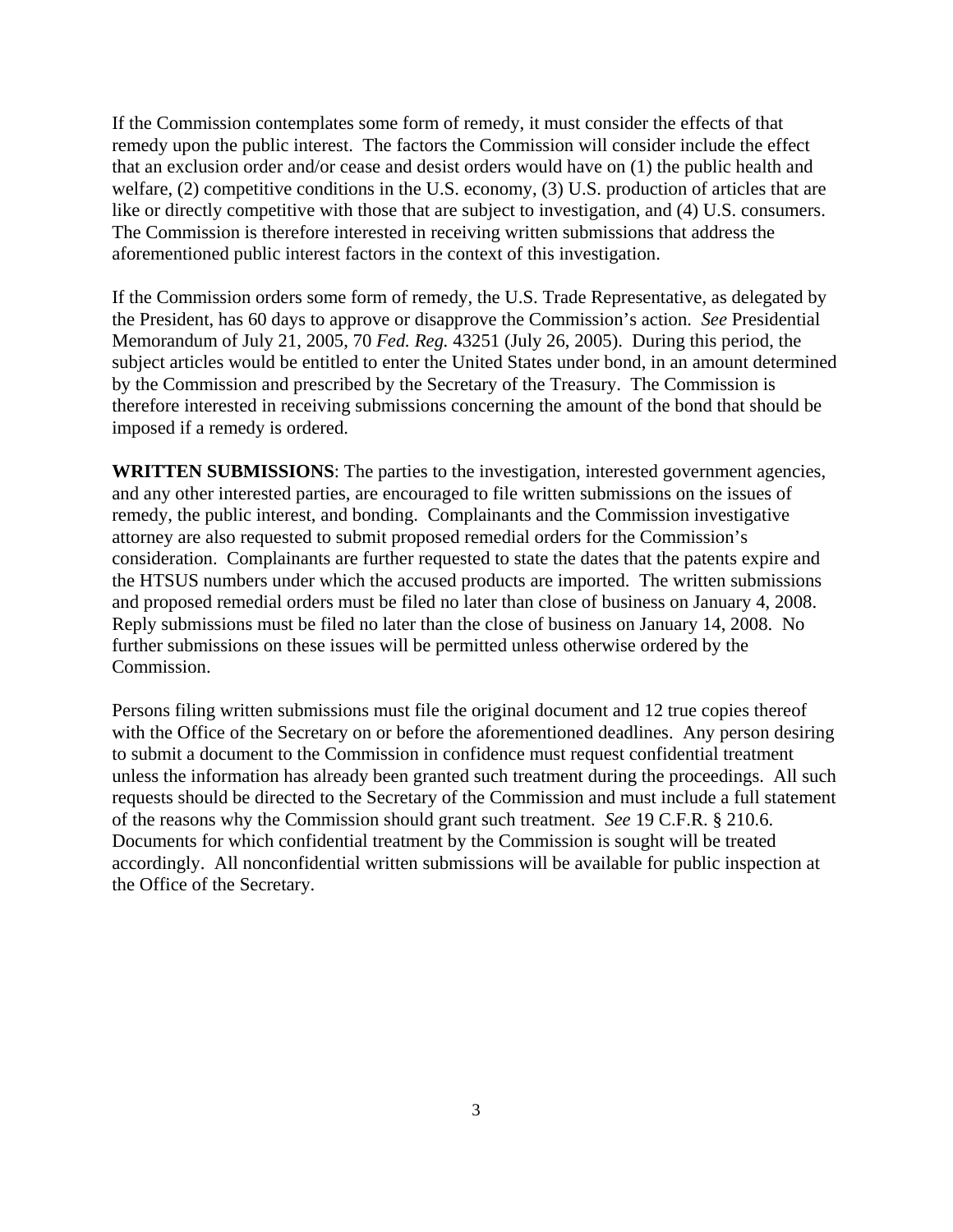If the Commission contemplates some form of remedy, it must consider the effects of that remedy upon the public interest. The factors the Commission will consider include the effect that an exclusion order and/or cease and desist orders would have on (1) the public health and welfare, (2) competitive conditions in the U.S. economy, (3) U.S. production of articles that are like or directly competitive with those that are subject to investigation, and (4) U.S. consumers. The Commission is therefore interested in receiving written submissions that address the aforementioned public interest factors in the context of this investigation.

If the Commission orders some form of remedy, the U.S. Trade Representative, as delegated by the President, has 60 days to approve or disapprove the Commission's action. *See* Presidential Memorandum of July 21, 2005, 70 *Fed. Reg.* 43251 (July 26, 2005). During this period, the subject articles would be entitled to enter the United States under bond, in an amount determined by the Commission and prescribed by the Secretary of the Treasury. The Commission is therefore interested in receiving submissions concerning the amount of the bond that should be imposed if a remedy is ordered.

**WRITTEN SUBMISSIONS**: The parties to the investigation, interested government agencies, and any other interested parties, are encouraged to file written submissions on the issues of remedy, the public interest, and bonding. Complainants and the Commission investigative attorney are also requested to submit proposed remedial orders for the Commission's consideration. Complainants are further requested to state the dates that the patents expire and the HTSUS numbers under which the accused products are imported. The written submissions and proposed remedial orders must be filed no later than close of business on January 4, 2008. Reply submissions must be filed no later than the close of business on January 14, 2008. No further submissions on these issues will be permitted unless otherwise ordered by the Commission.

Persons filing written submissions must file the original document and 12 true copies thereof with the Office of the Secretary on or before the aforementioned deadlines. Any person desiring to submit a document to the Commission in confidence must request confidential treatment unless the information has already been granted such treatment during the proceedings. All such requests should be directed to the Secretary of the Commission and must include a full statement of the reasons why the Commission should grant such treatment. *See* 19 C.F.R. § 210.6. Documents for which confidential treatment by the Commission is sought will be treated accordingly. All nonconfidential written submissions will be available for public inspection at the Office of the Secretary.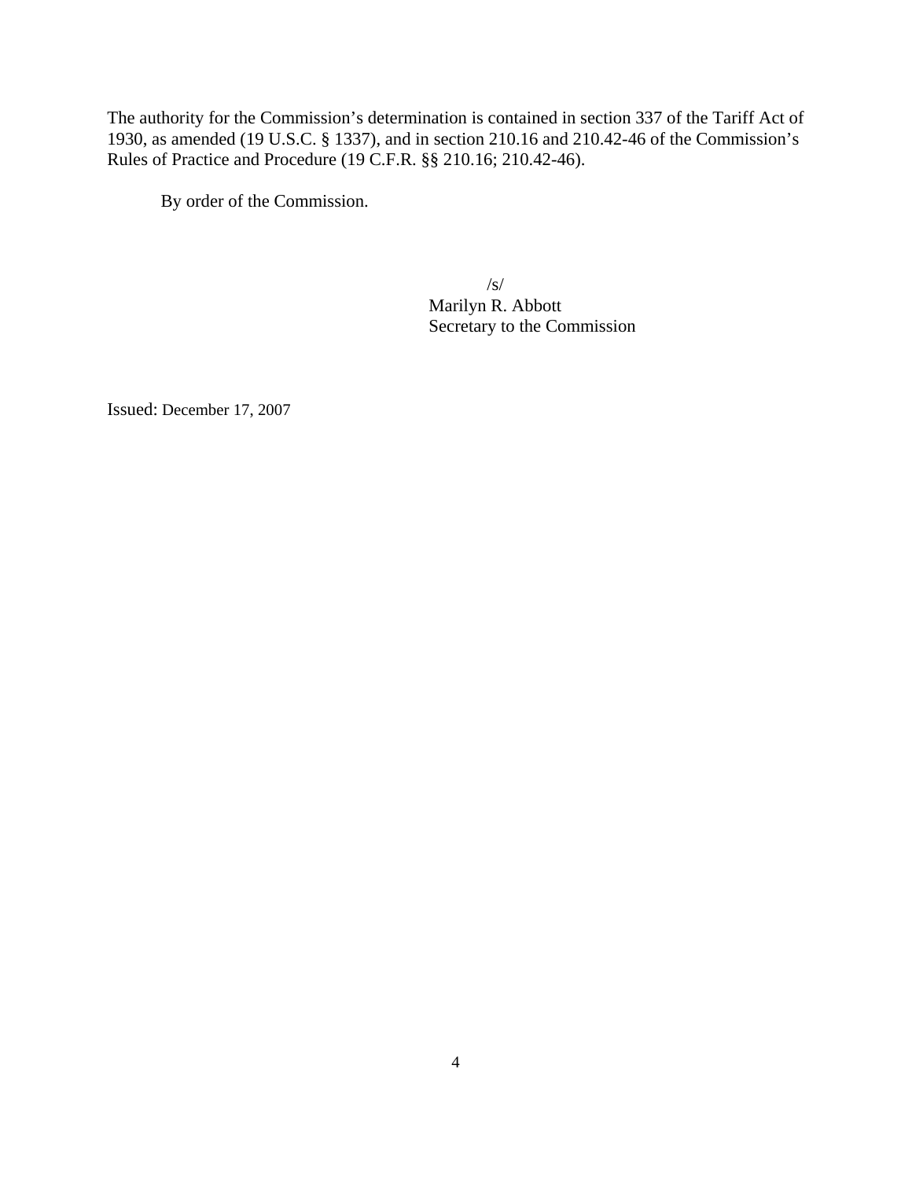The authority for the Commission's determination is contained in section 337 of the Tariff Act of 1930, as amended (19 U.S.C. § 1337), and in section 210.16 and 210.42-46 of the Commission's Rules of Practice and Procedure (19 C.F.R. §§ 210.16; 210.42-46).

By order of the Commission.

/s/
Marilyn R. Abbott
Secretary to the Commission

Issued: December 17, 2007